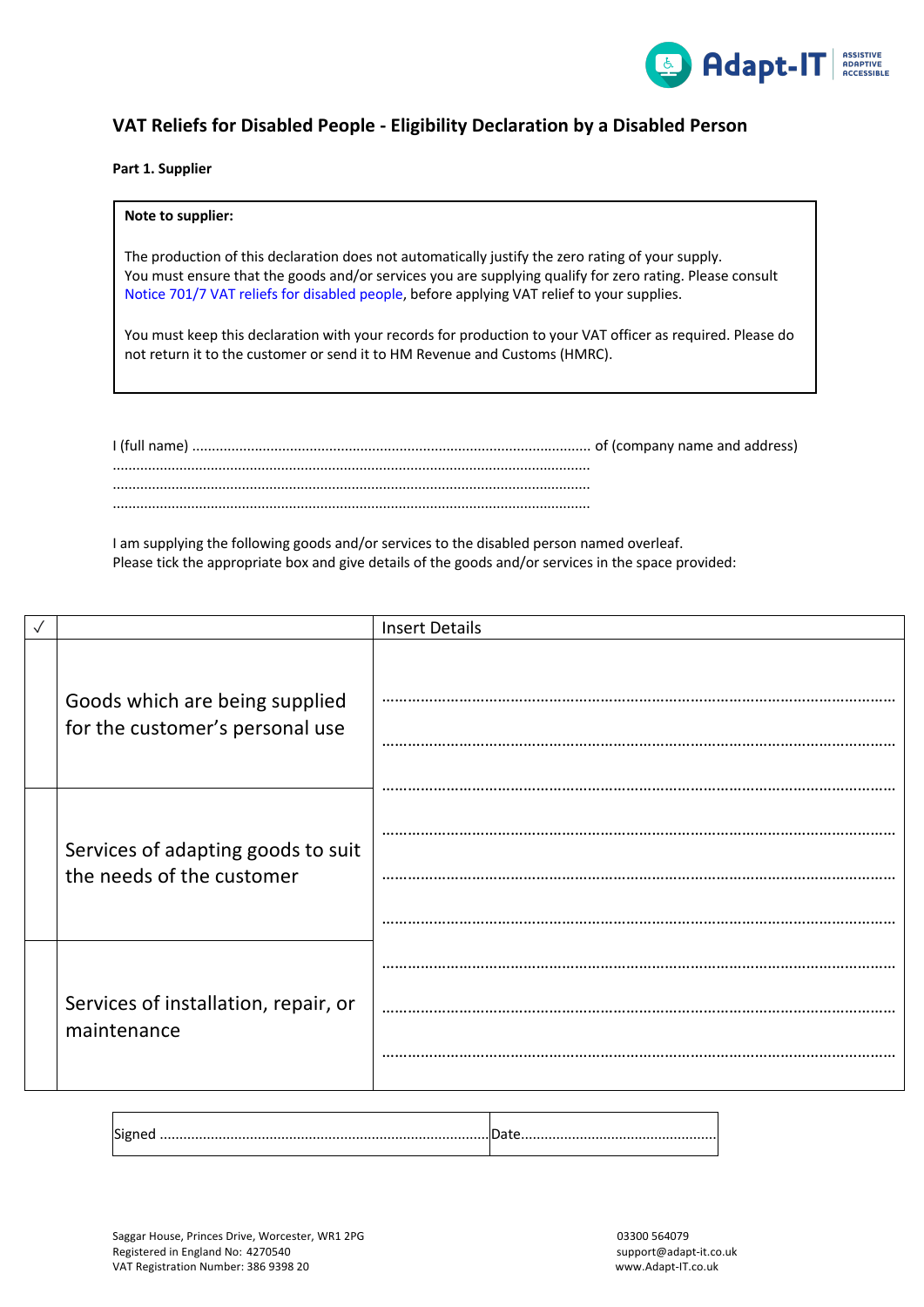## VAT Reliefs for Disabled People - Eligibility Declaration by a Disabled Person

**Part 1. Supplier**

**Note to supplier:**

The production of this declaration does not automatically justify the zero rating of your supply. You must ensure that the goods and/or services you are supplying qualify for zero rating. Please consult Notice 701/7 VAT reliefs for disabled people, before applying VAT relief to your supplies.

You must keep this declaration with your records for production to your VAT officer as required. Please do not return it to the customer or send it to HM Revenue and Customs (HMRC).

I (full name) ..................................................................................................... of (company name and address)
........................................................................................................................
........................................................................................................................
........................................................................................................................

I am supplying the following goods and/or services to the disabled person named overleaf.
Please tick the appropriate box and give details of the goods and/or services in the space provided:

| ✓ | | Insert Details |
|---|---|---|
| | Goods which are being supplied for the customer's personal use | ......................................................................................................... |
| | Services of adapting goods to suit the needs of the customer | ......................................................................................................... |
| | Services of installation, repair, or maintenance | ......................................................................................................... |

| Signed .............................................................................. | Date............................................... |
|---|---|

Saggar House, Princes Drive, Worcester, WR1 2PG
Registered in England No: 4270540
VAT Registration Number: 386 9398 20

03300 564079
support@adapt-it.co.uk
www.Adapt-IT.co.uk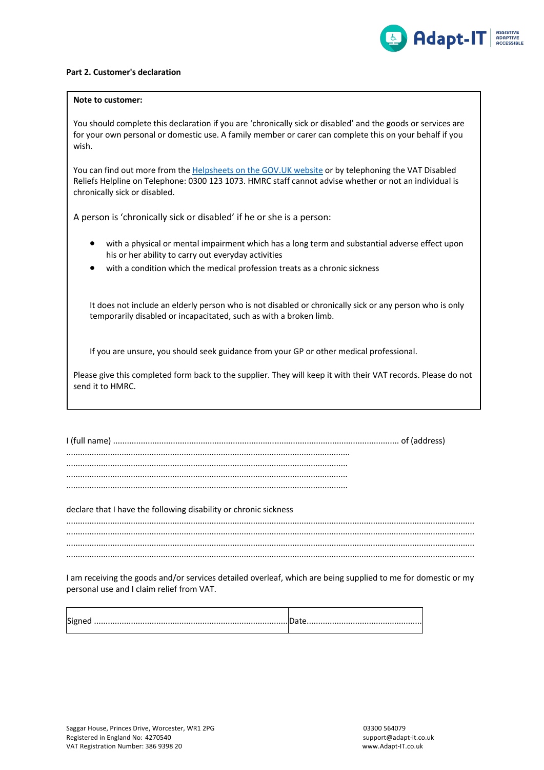**Part 2. Customer's declaration**

**Note to customer:**

You should complete this declaration if you are 'chronically sick or disabled' and the goods or services are for your own personal or domestic use. A family member or carer can complete this on your behalf if you wish.

You can find out more from the [Helpsheets on the GOV.UK website] or by telephoning the VAT Disabled Reliefs Helpline on Telephone: 0300 123 1073. HMRC staff cannot advise whether or not an individual is chronically sick or disabled.

A person is 'chronically sick or disabled' if he or she is a person:

- with a physical or mental impairment which has a long term and substantial adverse effect upon his or her ability to carry out everyday activities
- with a condition which the medical profession treats as a chronic sickness

It does not include an elderly person who is not disabled or chronically sick or any person who is only temporarily disabled or incapacitated, such as with a broken limb.

If you are unsure, you should seek guidance from your GP or other medical professional.

Please give this completed form back to the supplier. They will keep it with their VAT records. Please do not send it to HMRC.

I (full name) ............................................................................................................................... of (address)
.........................................................................................................................
.........................................................................................................................
.........................................................................................................................
.........................................................................................................................

declare that I have the following disability or chronic sickness
...........................................................................................................................................................................
...........................................................................................................................................................................
...........................................................................................................................................................................
...........................................................................................................................................................................

I am receiving the goods and/or services detailed overleaf, which are being supplied to me for domestic or my personal use and I claim relief from VAT.

| | |
|---|---|
| Signed .................................................................................... | Date.................................................. |

Saggar House, Princes Drive, Worcester, WR1 2PG
Registered in England No: 4270540
VAT Registration Number: 386 9398 20

03300 564079
support@adapt-it.co.uk
www.Adapt-IT.co.uk